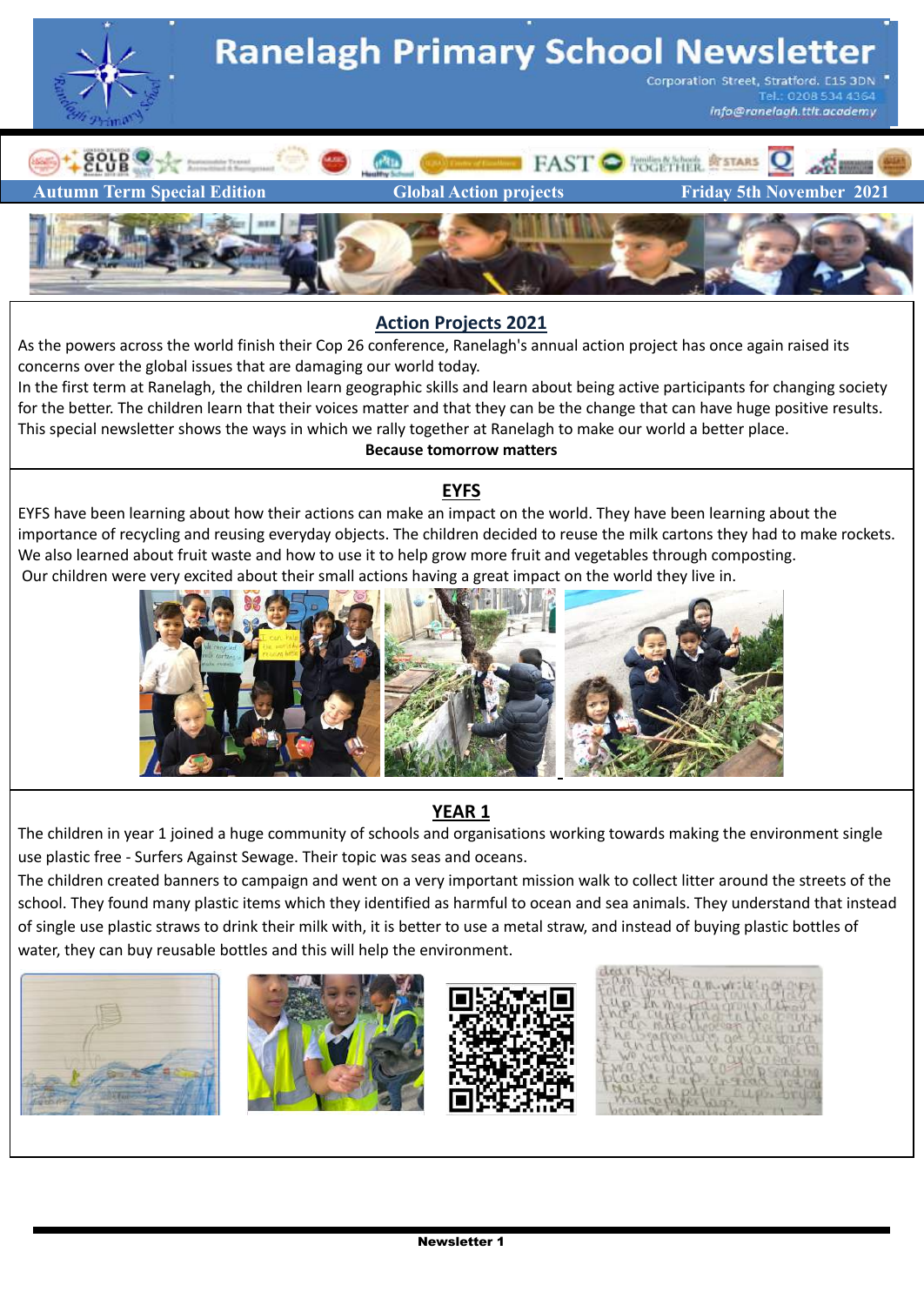# Ranelagh Primary School Newsletter

Corporation Street, Stratford, E15 3DN
Tel.: 0208 534 4364
info@ranelagh.ttlt.academy

**Autumn Term Special Edition** | **Global Action projects** | **Friday 5th November 2021**

## Action Projects 2021

As the powers across the world finish their Cop 26 conference, Ranelagh's annual action project has once again raised its concerns over the global issues that are damaging our world today.

In the first term at Ranelagh, the children learn geographic skills and learn about being active participants for changing society for the better. The children learn that their voices matter and that they can be the change that can have huge positive results. This special newsletter shows the ways in which we rally together at Ranelagh to make our world a better place.

**Because tomorrow matters**

## EYFS

EYFS have been learning about how their actions can make an impact on the world. They have been learning about the importance of recycling and reusing everyday objects. The children decided to reuse the milk cartons they had to make rockets. We also learned about fruit waste and how to use it to help grow more fruit and vegetables through composting.

Our children were very excited about their small actions having a great impact on the world they live in.

## YEAR 1

The children in year 1 joined a huge community of schools and organisations working towards making the environment single use plastic free - Surfers Against Sewage. Their topic was seas and oceans.

The children created banners to campaign and went on a very important mission walk to collect litter around the streets of the school. They found many plastic items which they identified as harmful to ocean and sea animals. They understand that instead of single use plastic straws to drink their milk with, it is better to use a metal straw, and instead of buying plastic bottles of water, they can buy reusable bottles and this will help the environment.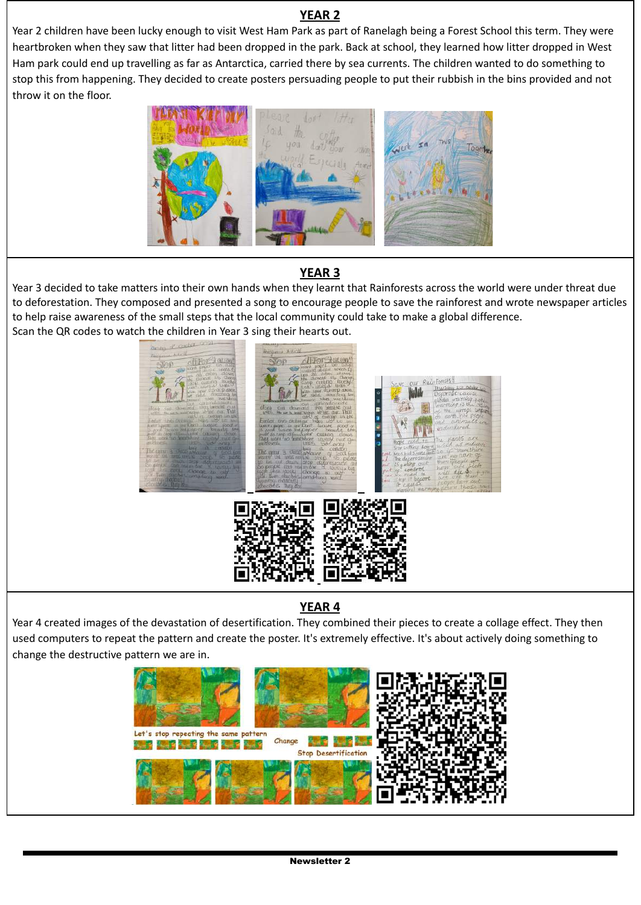## YEAR 2

Year 2 children have been lucky enough to visit West Ham Park as part of Ranelagh being a Forest School this term. They were heartbroken when they saw that litter had been dropped in the park. Back at school, they learned how litter dropped in West Ham park could end up travelling as far as Antarctica, carried there by sea currents. The children wanted to do something to stop this from happening. They decided to create posters persuading people to put their rubbish in the bins provided and not throw it on the floor.

## YEAR 3

Year 3 decided to take matters into their own hands when they learnt that Rainforests across the world were under threat due to deforestation. They composed and presented a song to encourage people to save the rainforest and wrote newspaper articles to help raise awareness of the small steps that the local community could take to make a global difference.

Scan the QR codes to watch the children in Year 3 sing their hearts out.

## YEAR 4

Year 4 created images of the devastation of desertification. They combined their pieces to create a collage effect. They then used computers to repeat the pattern and create the poster. It's extremely effective. It's about actively doing something to change the destructive pattern we are in.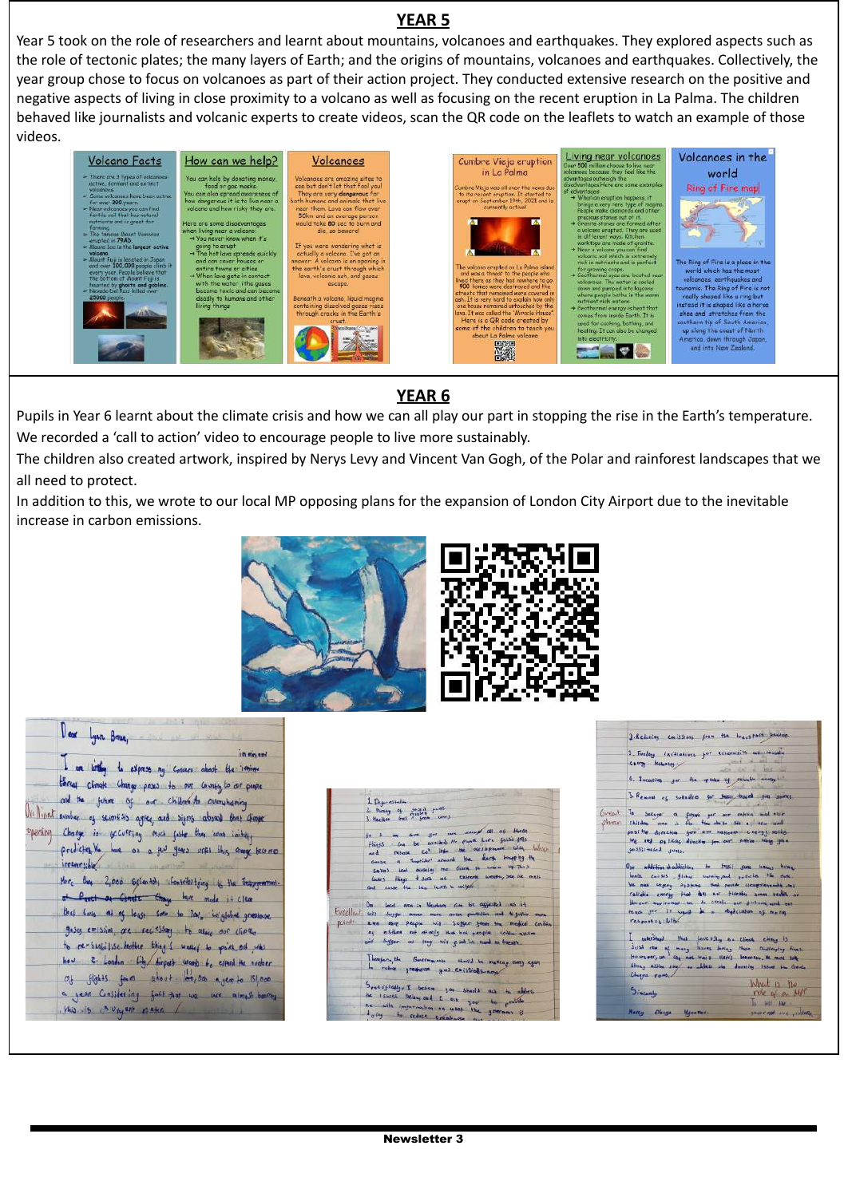## YEAR 5

Year 5 took on the role of researchers and learnt about mountains, volcanoes and earthquakes. They explored aspects such as the role of tectonic plates; the many layers of Earth; and the origins of mountains, volcanoes and earthquakes. Collectively, the year group chose to focus on volcanoes as part of their action project. They conducted extensive research on the positive and negative aspects of living in close proximity to a volcano as well as focusing on the recent eruption in La Palma. The children behaved like journalists and volcanic experts to create videos, scan the QR code on the leaflets to watch an example of those videos.

## YEAR 6

Pupils in Year 6 learnt about the climate crisis and how we can all play our part in stopping the rise in the Earth's temperature. We recorded a 'call to action' video to encourage people to live more sustainably.

The children also created artwork, inspired by Nerys Levy and Vincent Van Gogh, of the Polar and rainforest landscapes that we all need to protect.

In addition to this, we wrote to our local MP opposing plans for the expansion of London City Airport due to the inevitable increase in carbon emissions.